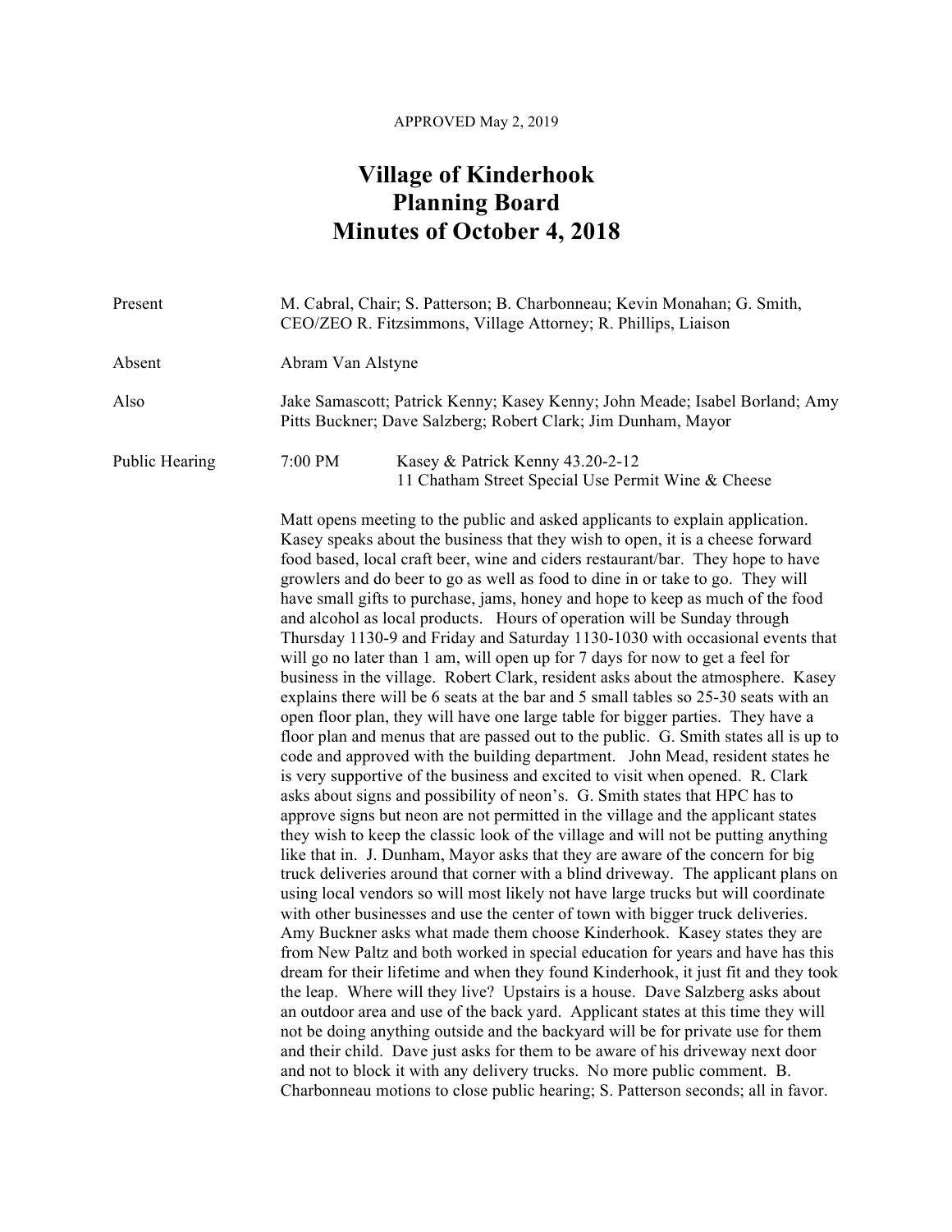APPROVED May 2, 2019

# Village of Kinderhook
# Planning Board
# Minutes of October 4, 2018

Present M. Cabral, Chair; S. Patterson; B. Charbonneau; Kevin Monahan; G. Smith, CEO/ZEO R. Fitzsimmons, Village Attorney; R. Phillips, Liaison

Absent Abram Van Alstyne

Also Jake Samascott; Patrick Kenny; Kasey Kenny; John Meade; Isabel Borland; Amy Pitts Buckner; Dave Salzberg; Robert Clark; Jim Dunham, Mayor

Public Hearing 7:00 PM Kasey & Patrick Kenny 43.20-2-12
11 Chatham Street Special Use Permit Wine & Cheese

Matt opens meeting to the public and asked applicants to explain application. Kasey speaks about the business that they wish to open, it is a cheese forward food based, local craft beer, wine and ciders restaurant/bar. They hope to have growlers and do beer to go as well as food to dine in or take to go. They will have small gifts to purchase, jams, honey and hope to keep as much of the food and alcohol as local products. Hours of operation will be Sunday through Thursday 1130-9 and Friday and Saturday 1130-1030 with occasional events that will go no later than 1 am, will open up for 7 days for now to get a feel for business in the village. Robert Clark, resident asks about the atmosphere. Kasey explains there will be 6 seats at the bar and 5 small tables so 25-30 seats with an open floor plan, they will have one large table for bigger parties. They have a floor plan and menus that are passed out to the public. G. Smith states all is up to code and approved with the building department. John Mead, resident states he is very supportive of the business and excited to visit when opened. R. Clark asks about signs and possibility of neon's. G. Smith states that HPC has to approve signs but neon are not permitted in the village and the applicant states they wish to keep the classic look of the village and will not be putting anything like that in. J. Dunham, Mayor asks that they are aware of the concern for big truck deliveries around that corner with a blind driveway. The applicant plans on using local vendors so will most likely not have large trucks but will coordinate with other businesses and use the center of town with bigger truck deliveries. Amy Buckner asks what made them choose Kinderhook. Kasey states they are from New Paltz and both worked in special education for years and have has this dream for their lifetime and when they found Kinderhook, it just fit and they took the leap. Where will they live? Upstairs is a house. Dave Salzberg asks about an outdoor area and use of the back yard. Applicant states at this time they will not be doing anything outside and the backyard will be for private use for them and their child. Dave just asks for them to be aware of his driveway next door and not to block it with any delivery trucks. No more public comment. B. Charbonneau motions to close public hearing; S. Patterson seconds; all in favor.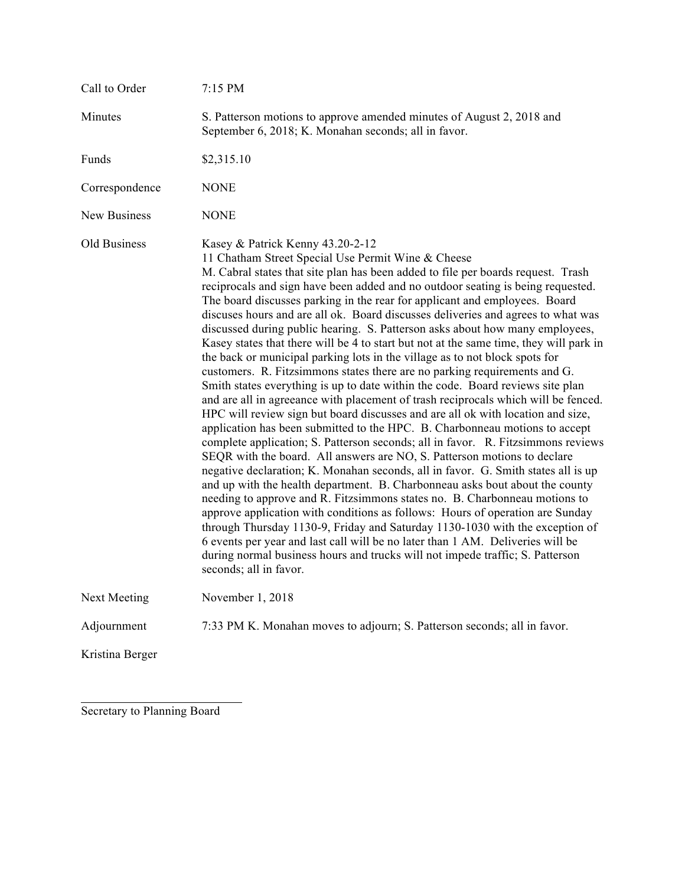| | |
|---|---|
| Call to Order | 7:15 PM |
| Minutes | S. Patterson motions to approve amended minutes of August 2, 2018 and September 6, 2018; K. Monahan seconds; all in favor. |
| Funds | $2,315.10 |
| Correspondence | NONE |
| New Business | NONE |
| Old Business | Kasey & Patrick Kenny 43.20-2-12<br>11 Chatham Street Special Use Permit Wine & Cheese<br>M. Cabral states that site plan has been added to file per boards request. Trash reciprocals and sign have been added and no outdoor seating is being requested. The board discusses parking in the rear for applicant and employees. Board discuses hours and are all ok. Board discusses deliveries and agrees to what was discussed during public hearing. S. Patterson asks about how many employees, Kasey states that there will be 4 to start but not at the same time, they will park in the back or municipal parking lots in the village as to not block spots for customers. R. Fitzsimmons states there are no parking requirements and G. Smith states everything is up to date within the code. Board reviews site plan and are all in agreeance with placement of trash reciprocals which will be fenced. HPC will review sign but board discusses and are all ok with location and size, application has been submitted to the HPC. B. Charbonneau motions to accept complete application; S. Patterson seconds; all in favor. R. Fitzsimmons reviews SEQR with the board. All answers are NO, S. Patterson motions to declare negative declaration; K. Monahan seconds, all in favor. G. Smith states all is up and up with the health department. B. Charbonneau asks bout about the county needing to approve and R. Fitzsimmons states no. B. Charbonneau motions to approve application with conditions as follows: Hours of operation are Sunday through Thursday 1130-9, Friday and Saturday 1130-1030 with the exception of 6 events per year and last call will be no later than 1 AM. Deliveries will be during normal business hours and trucks will not impede traffic; S. Patterson seconds; all in favor. |
| Next Meeting | November 1, 2018 |
| Adjournment | 7:33 PM K. Monahan moves to adjourn; S. Patterson seconds; all in favor. |

Kristina Berger

_____________________________

Secretary to Planning Board